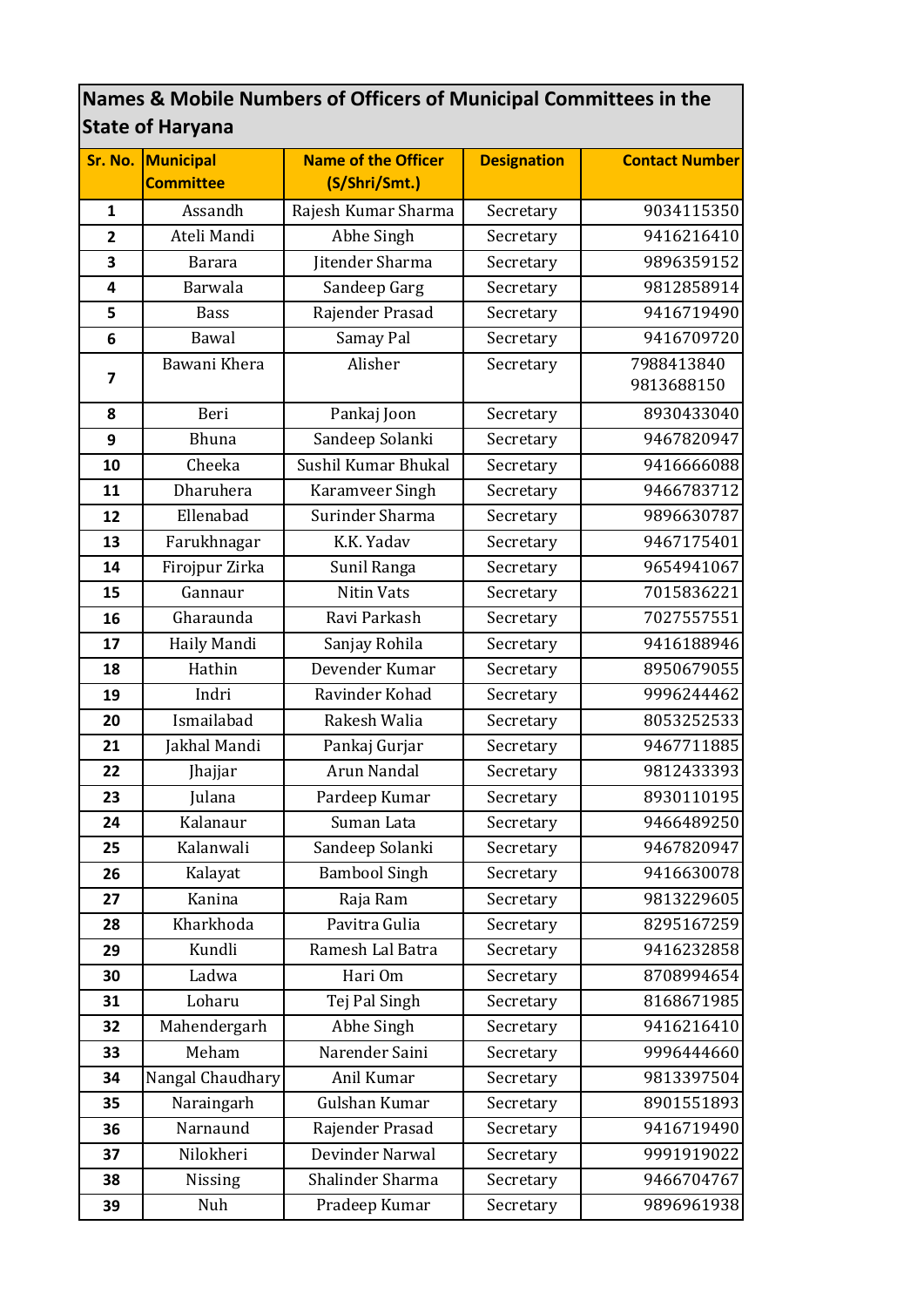| Names & Mobile Numbers of Officers of Municipal Committees in the State of Haryana | | | | |
|---|---|---|---|---|
| **Sr. No.** | **Municipal Committee** | **Name of the Officer (S/Shri/Smt.)** | **Designation** | **Contact Number** |
| 1 | Assandh | Rajesh Kumar Sharma | Secretary | 9034115350 |
| 2 | Ateli Mandi | Abhe Singh | Secretary | 9416216410 |
| 3 | Barara | Jitender Sharma | Secretary | 9896359152 |
| 4 | Barwala | Sandeep Garg | Secretary | 9812858914 |
| 5 | Bass | Rajender Prasad | Secretary | 9416719490 |
| 6 | Bawal | Samay Pal | Secretary | 9416709720 |
| 7 | Bawani Khera | Alisher | Secretary | 7988413840 9813688150 |
| 8 | Beri | Pankaj Joon | Secretary | 8930433040 |
| 9 | Bhuna | Sandeep Solanki | Secretary | 9467820947 |
| 10 | Cheeka | Sushil Kumar Bhukal | Secretary | 9416666088 |
| 11 | Dharuhera | Karamveer Singh | Secretary | 9466783712 |
| 12 | Ellenabad | Surinder Sharma | Secretary | 9896630787 |
| 13 | Farukhnagar | K.K. Yadav | Secretary | 9467175401 |
| 14 | Firojpur Zirka | Sunil Ranga | Secretary | 9654941067 |
| 15 | Gannaur | Nitin Vats | Secretary | 7015836221 |
| 16 | Gharaunda | Ravi Parkash | Secretary | 7027557551 |
| 17 | Haily Mandi | Sanjay Rohila | Secretary | 9416188946 |
| 18 | Hathin | Devender Kumar | Secretary | 8950679055 |
| 19 | Indri | Ravinder Kohad | Secretary | 9996244462 |
| 20 | Ismailabad | Rakesh Walia | Secretary | 8053252533 |
| 21 | Jakhal Mandi | Pankaj Gurjar | Secretary | 9467711885 |
| 22 | Jhajjar | Arun Nandal | Secretary | 9812433393 |
| 23 | Julana | Pardeep Kumar | Secretary | 8930110195 |
| 24 | Kalanaur | Suman Lata | Secretary | 9466489250 |
| 25 | Kalanwali | Sandeep Solanki | Secretary | 9467820947 |
| 26 | Kalayat | Bambool Singh | Secretary | 9416630078 |
| 27 | Kanina | Raja Ram | Secretary | 9813229605 |
| 28 | Kharkhoda | Pavitra Gulia | Secretary | 8295167259 |
| 29 | Kundli | Ramesh Lal Batra | Secretary | 9416232858 |
| 30 | Ladwa | Hari Om | Secretary | 8708994654 |
| 31 | Loharu | Tej Pal Singh | Secretary | 8168671985 |
| 32 | Mahendergarh | Abhe Singh | Secretary | 9416216410 |
| 33 | Meham | Narender Saini | Secretary | 9996444660 |
| 34 | Nangal Chaudhary | Anil Kumar | Secretary | 9813397504 |
| 35 | Naraingarh | Gulshan Kumar | Secretary | 8901551893 |
| 36 | Narnaund | Rajender Prasad | Secretary | 9416719490 |
| 37 | Nilokheri | Devinder Narwal | Secretary | 9991919022 |
| 38 | Nissing | Shalinder Sharma | Secretary | 9466704767 |
| 39 | Nuh | Pradeep Kumar | Secretary | 9896961938 |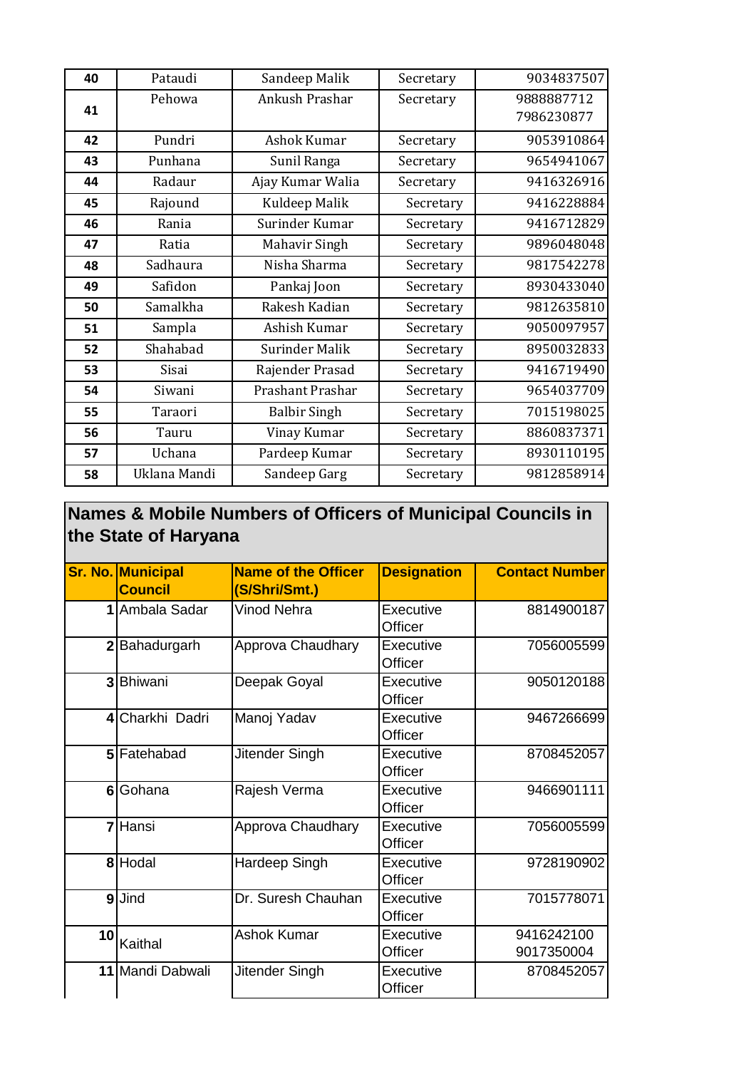| 40 | Pataudi | Sandeep Malik | Secretary | 9034837507 |
|---|---|---|---|---|
| 41 | Pehowa | Ankush Prashar | Secretary | 9888887712 7986230877 |
| 42 | Pundri | Ashok Kumar | Secretary | 9053910864 |
| 43 | Punhana | Sunil Ranga | Secretary | 9654941067 |
| 44 | Radaur | Ajay Kumar Walia | Secretary | 9416326916 |
| 45 | Rajound | Kuldeep Malik | Secretary | 9416228884 |
| 46 | Rania | Surinder Kumar | Secretary | 9416712829 |
| 47 | Ratia | Mahavir Singh | Secretary | 9896048048 |
| 48 | Sadhaura | Nisha Sharma | Secretary | 9817542278 |
| 49 | Safidon | Pankaj Joon | Secretary | 8930433040 |
| 50 | Samalkha | Rakesh Kadian | Secretary | 9812635810 |
| 51 | Sampla | Ashish Kumar | Secretary | 9050097957 |
| 52 | Shahabad | Surinder Malik | Secretary | 8950032833 |
| 53 | Sisai | Rajender Prasad | Secretary | 9416719490 |
| 54 | Siwani | Prashant Prashar | Secretary | 9654037709 |
| 55 | Taraori | Balbir Singh | Secretary | 7015198025 |
| 56 | Tauru | Vinay Kumar | Secretary | 8860837371 |
| 57 | Uchana | Pardeep Kumar | Secretary | 8930110195 |
| 58 | Uklana Mandi | Sandeep Garg | Secretary | 9812858914 |

## Names & Mobile Numbers of Officers of Municipal Councils in the State of Haryana

| Sr. No. | Municipal Council | Name of the Officer (S/Shri/Smt.) | Designation | Contact Number |
|---|---|---|---|---|
| 1 | Ambala Sadar | Vinod Nehra | Executive Officer | 8814900187 |
| 2 | Bahadurgarh | Approva Chaudhary | Executive Officer | 7056005599 |
| 3 | Bhiwani | Deepak Goyal | Executive Officer | 9050120188 |
| 4 | Charkhi Dadri | Manoj Yadav | Executive Officer | 9467266699 |
| 5 | Fatehabad | Jitender Singh | Executive Officer | 8708452057 |
| 6 | Gohana | Rajesh Verma | Executive Officer | 9466901111 |
| 7 | Hansi | Approva Chaudhary | Executive Officer | 7056005599 |
| 8 | Hodal | Hardeep Singh | Executive Officer | 9728190902 |
| 9 | Jind | Dr. Suresh Chauhan | Executive Officer | 7015778071 |
| 10 | Kaithal | Ashok Kumar | Executive Officer | 9416242100 9017350004 |
| 11 | Mandi Dabwali | Jitender Singh | Executive Officer | 8708452057 |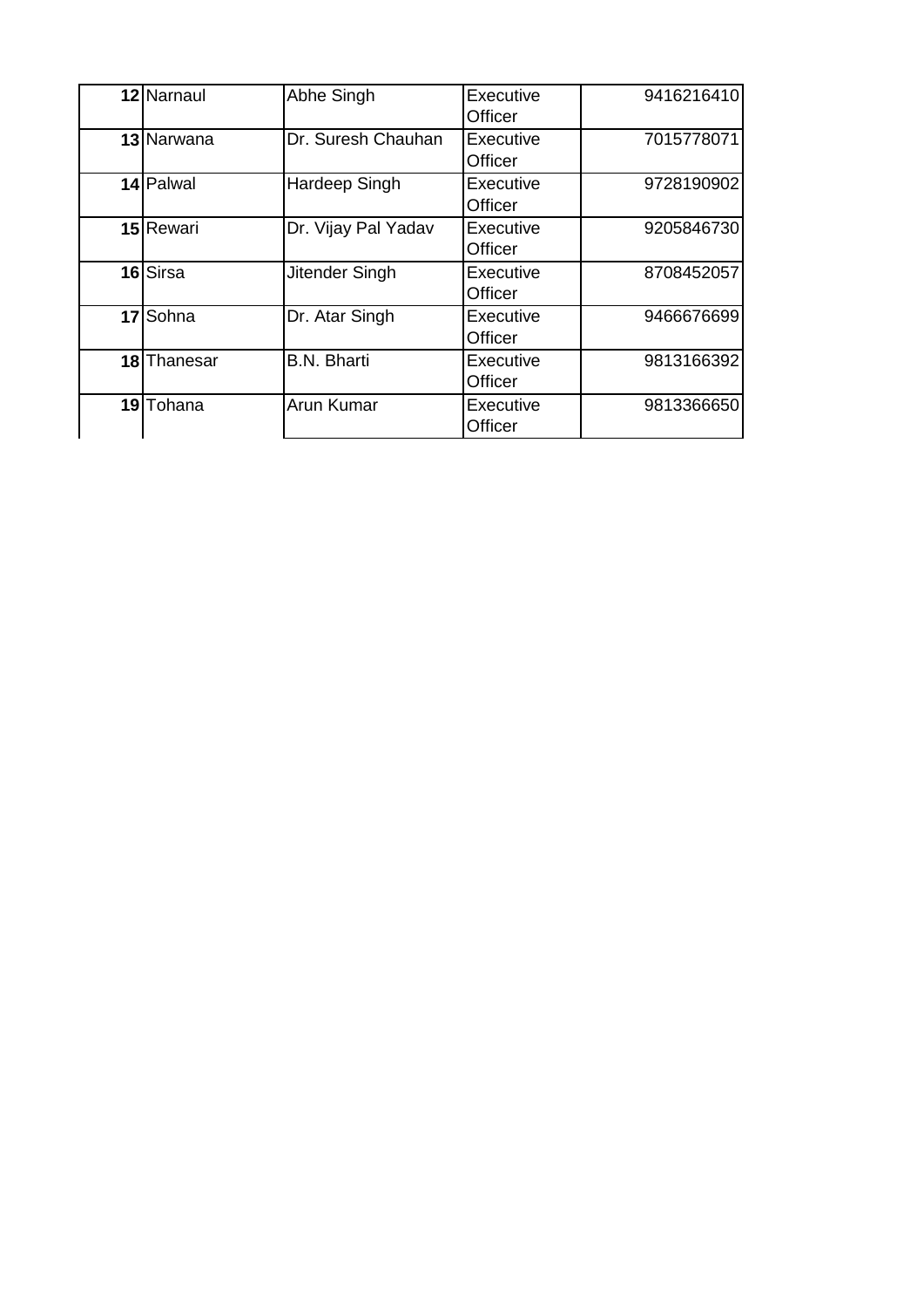| | | | | |
|---|---|---|---|---|
| **12** | Narnaul | Abhe Singh | Executive Officer | 9416216410 |
| **13** | Narwana | Dr. Suresh Chauhan | Executive Officer | 7015778071 |
| **14** | Palwal | Hardeep Singh | Executive Officer | 9728190902 |
| **15** | Rewari | Dr. Vijay Pal Yadav | Executive Officer | 9205846730 |
| **16** | Sirsa | Jitender Singh | Executive Officer | 8708452057 |
| **17** | Sohna | Dr. Atar Singh | Executive Officer | 9466676699 |
| **18** | Thanesar | B.N. Bharti | Executive Officer | 9813166392 |
| **19** | Tohana | Arun Kumar | Executive Officer | 9813366650 |